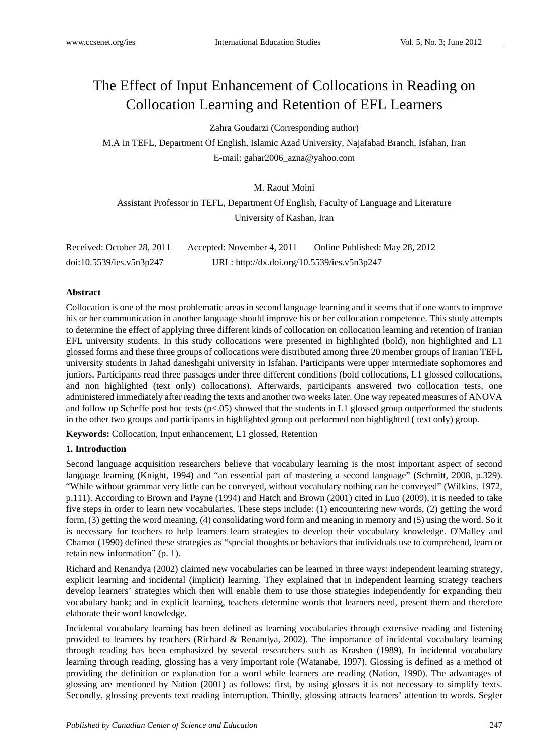# The Effect of Input Enhancement of Collocations in Reading on Collocation Learning and Retention of EFL Learners

Zahra Goudarzi (Corresponding author)

M.A in TEFL, Department Of English, Islamic Azad University, Najafabad Branch, Isfahan, Iran

E-mail: gahar2006_azna@yahoo.com

M. Raouf Moini

Assistant Professor in TEFL, Department Of English, Faculty of Language and Literature

University of Kashan, Iran

Received: October 28, 2011 Accepted: November 4, 2011 Online Published: May 28, 2012

doi:10.5539/ies.v5n3p247 URL: http://dx.doi.org/10.5539/ies.v5n3p247

**Abstract**

Collocation is one of the most problematic areas in second language learning and it seems that if one wants to improve his or her communication in another language should improve his or her collocation competence. This study attempts to determine the effect of applying three different kinds of collocation on collocation learning and retention of Iranian EFL university students. In this study collocations were presented in highlighted (bold), non highlighted and L1 glossed forms and these three groups of collocations were distributed among three 20 member groups of Iranian TEFL university students in Jahad daneshgahi university in Isfahan. Participants were upper intermediate sophomores and juniors. Participants read three passages under three different conditions (bold collocations, L1 glossed collocations, and non highlighted (text only) collocations). Afterwards, participants answered two collocation tests, one administered immediately after reading the texts and another two weeks later. One way repeated measures of ANOVA and follow up Scheffe post hoc tests ($p<.05$) showed that the students in L1 glossed group outperformed the students in the other two groups and participants in highlighted group out performed non highlighted ( text only) group.

**Keywords:** Collocation, Input enhancement, L1 glossed, Retention

## 1. Introduction

Second language acquisition researchers believe that vocabulary learning is the most important aspect of second language learning (Knight, 1994) and "an essential part of mastering a second language" (Schmitt, 2008, p.329). "While without grammar very little can be conveyed, without vocabulary nothing can be conveyed" (Wilkins, 1972, p.111). According to Brown and Payne (1994) and Hatch and Brown (2001) cited in Luo (2009), it is needed to take five steps in order to learn new vocabularies, These steps include: (1) encountering new words, (2) getting the word form, (3) getting the word meaning, (4) consolidating word form and meaning in memory and (5) using the word. So it is necessary for teachers to help learners learn strategies to develop their vocabulary knowledge. O'Malley and Chamot (1990) defined these strategies as "special thoughts or behaviors that individuals use to comprehend, learn or retain new information" (p. 1).

Richard and Renandya (2002) claimed new vocabularies can be learned in three ways: independent learning strategy, explicit learning and incidental (implicit) learning. They explained that in independent learning strategy teachers develop learners' strategies which then will enable them to use those strategies independently for expanding their vocabulary bank; and in explicit learning, teachers determine words that learners need, present them and therefore elaborate their word knowledge.

Incidental vocabulary learning has been defined as learning vocabularies through extensive reading and listening provided to learners by teachers (Richard & Renandya, 2002). The importance of incidental vocabulary learning through reading has been emphasized by several researchers such as Krashen (1989). In incidental vocabulary learning through reading, glossing has a very important role (Watanabe, 1997). Glossing is defined as a method of providing the definition or explanation for a word while learners are reading (Nation, 1990). The advantages of glossing are mentioned by Nation (2001) as follows: first, by using glosses it is not necessary to simplify texts. Secondly, glossing prevents text reading interruption. Thirdly, glossing attracts learners' attention to words. Segler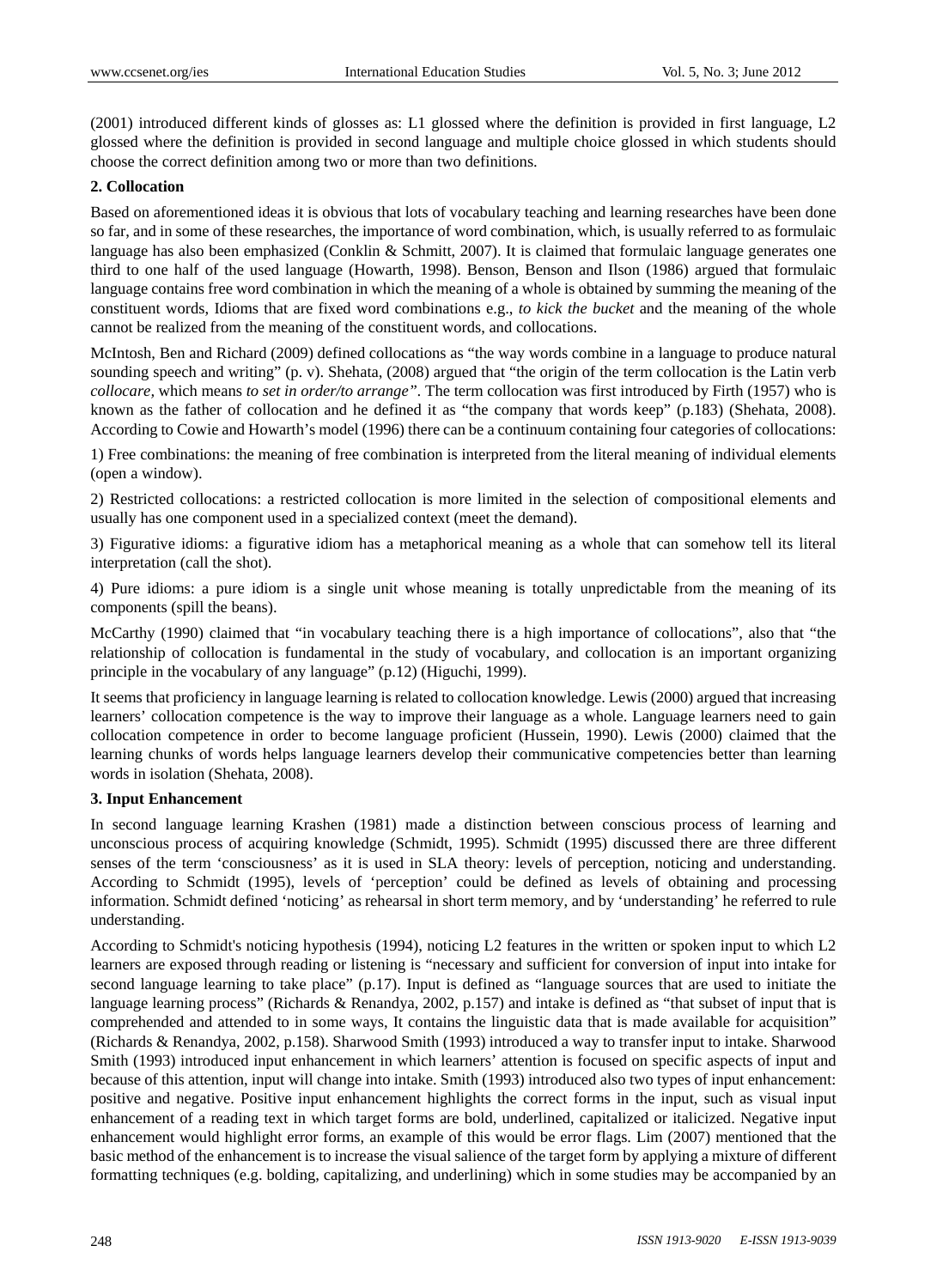(2001) introduced different kinds of glosses as: L1 glossed where the definition is provided in first language, L2 glossed where the definition is provided in second language and multiple choice glossed in which students should choose the correct definition among two or more than two definitions.

## 2. Collocation

Based on aforementioned ideas it is obvious that lots of vocabulary teaching and learning researches have been done so far, and in some of these researches, the importance of word combination, which, is usually referred to as formulaic language has also been emphasized (Conklin & Schmitt, 2007). It is claimed that formulaic language generates one third to one half of the used language (Howarth, 1998). Benson, Benson and Ilson (1986) argued that formulaic language contains free word combination in which the meaning of a whole is obtained by summing the meaning of the constituent words, Idioms that are fixed word combinations e.g., *to kick the bucket* and the meaning of the whole cannot be realized from the meaning of the constituent words, and collocations.

McIntosh, Ben and Richard (2009) defined collocations as "the way words combine in a language to produce natural sounding speech and writing" (p. v). Shehata, (2008) argued that "the origin of the term collocation is the Latin verb *collocare,* which means *to set in order/to arrange"*. The term collocation was first introduced by Firth (1957) who is known as the father of collocation and he defined it as "the company that words keep" (p.183) (Shehata, 2008). According to Cowie and Howarth's model (1996) there can be a continuum containing four categories of collocations:

1) Free combinations: the meaning of free combination is interpreted from the literal meaning of individual elements (open a window).

2) Restricted collocations: a restricted collocation is more limited in the selection of compositional elements and usually has one component used in a specialized context (meet the demand).

3) Figurative idioms: a figurative idiom has a metaphorical meaning as a whole that can somehow tell its literal interpretation (call the shot).

4) Pure idioms: a pure idiom is a single unit whose meaning is totally unpredictable from the meaning of its components (spill the beans).

McCarthy (1990) claimed that "in vocabulary teaching there is a high importance of collocations", also that "the relationship of collocation is fundamental in the study of vocabulary, and collocation is an important organizing principle in the vocabulary of any language" (p.12) (Higuchi, 1999).

It seems that proficiency in language learning is related to collocation knowledge. Lewis (2000) argued that increasing learners' collocation competence is the way to improve their language as a whole. Language learners need to gain collocation competence in order to become language proficient (Hussein, 1990). Lewis (2000) claimed that the learning chunks of words helps language learners develop their communicative competencies better than learning words in isolation (Shehata, 2008).

## 3. Input Enhancement

In second language learning Krashen (1981) made a distinction between conscious process of learning and unconscious process of acquiring knowledge (Schmidt, 1995). Schmidt (1995) discussed there are three different senses of the term 'consciousness' as it is used in SLA theory: levels of perception, noticing and understanding. According to Schmidt (1995), levels of 'perception' could be defined as levels of obtaining and processing information. Schmidt defined 'noticing' as rehearsal in short term memory, and by 'understanding' he referred to rule understanding.

According to Schmidt's noticing hypothesis (1994), noticing L2 features in the written or spoken input to which L2 learners are exposed through reading or listening is "necessary and sufficient for conversion of input into intake for second language learning to take place" (p.17). Input is defined as "language sources that are used to initiate the language learning process" (Richards & Renandya, 2002, p.157) and intake is defined as "that subset of input that is comprehended and attended to in some ways, It contains the linguistic data that is made available for acquisition" (Richards & Renandya, 2002, p.158). Sharwood Smith (1993) introduced a way to transfer input to intake. Sharwood Smith (1993) introduced input enhancement in which learners' attention is focused on specific aspects of input and because of this attention, input will change into intake. Smith (1993) introduced also two types of input enhancement: positive and negative. Positive input enhancement highlights the correct forms in the input, such as visual input enhancement of a reading text in which target forms are bold, underlined, capitalized or italicized. Negative input enhancement would highlight error forms, an example of this would be error flags. Lim (2007) mentioned that the basic method of the enhancement is to increase the visual salience of the target form by applying a mixture of different formatting techniques (e.g. bolding, capitalizing, and underlining) which in some studies may be accompanied by an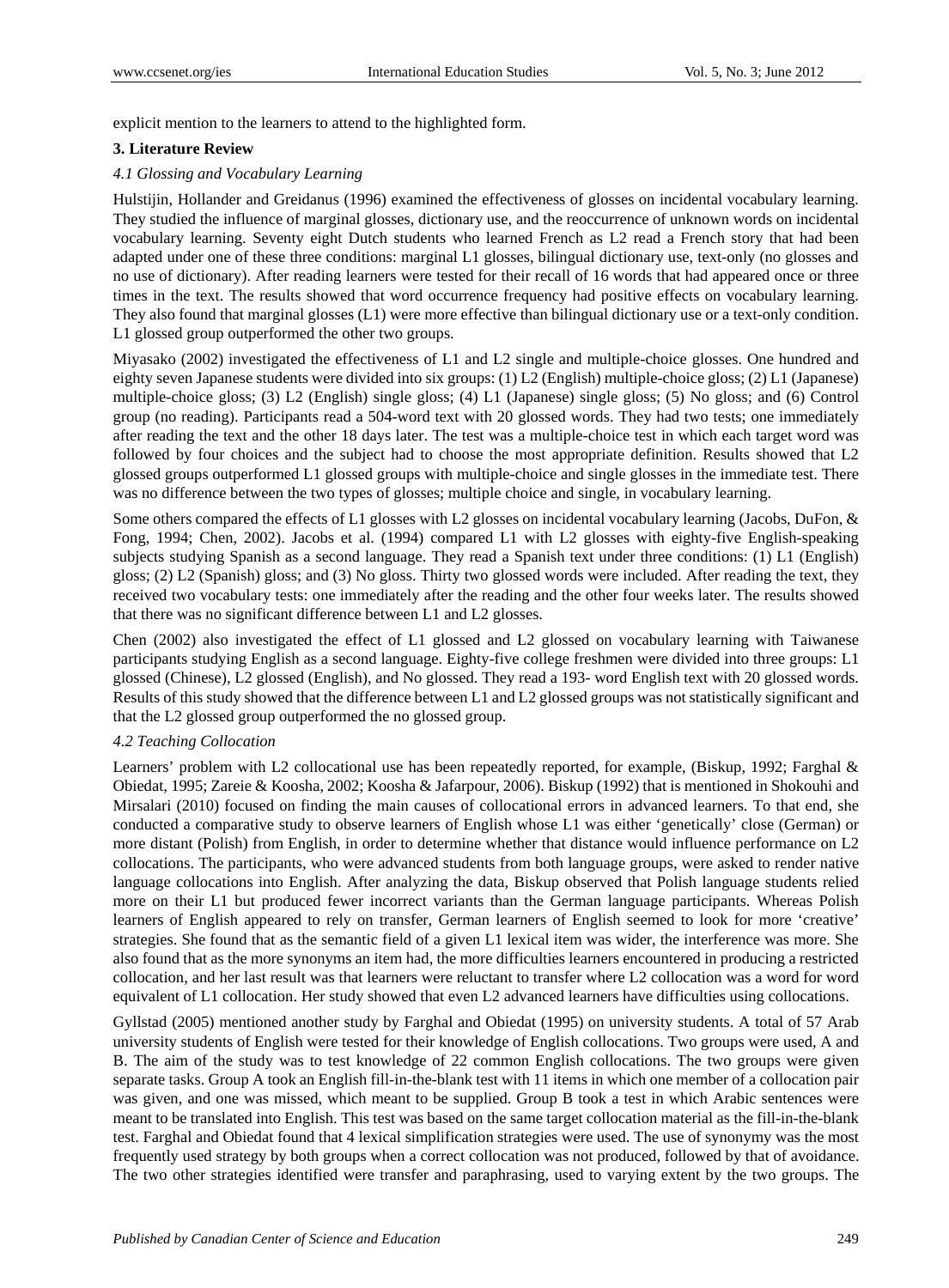explicit mention to the learners to attend to the highlighted form.

## 3. Literature Review

### *4.1 Glossing and Vocabulary Learning*

Hulstijin, Hollander and Greidanus (1996) examined the effectiveness of glosses on incidental vocabulary learning. They studied the influence of marginal glosses, dictionary use, and the reoccurrence of unknown words on incidental vocabulary learning. Seventy eight Dutch students who learned French as L2 read a French story that had been adapted under one of these three conditions: marginal L1 glosses, bilingual dictionary use, text-only (no glosses and no use of dictionary). After reading learners were tested for their recall of 16 words that had appeared once or three times in the text. The results showed that word occurrence frequency had positive effects on vocabulary learning. They also found that marginal glosses (L1) were more effective than bilingual dictionary use or a text-only condition. L1 glossed group outperformed the other two groups.

Miyasako (2002) investigated the effectiveness of L1 and L2 single and multiple-choice glosses. One hundred and eighty seven Japanese students were divided into six groups: (1) L2 (English) multiple-choice gloss; (2) L1 (Japanese) multiple-choice gloss; (3) L2 (English) single gloss; (4) L1 (Japanese) single gloss; (5) No gloss; and (6) Control group (no reading). Participants read a 504-word text with 20 glossed words. They had two tests; one immediately after reading the text and the other 18 days later. The test was a multiple-choice test in which each target word was followed by four choices and the subject had to choose the most appropriate definition. Results showed that L2 glossed groups outperformed L1 glossed groups with multiple-choice and single glosses in the immediate test. There was no difference between the two types of glosses; multiple choice and single, in vocabulary learning.

Some others compared the effects of L1 glosses with L2 glosses on incidental vocabulary learning (Jacobs, DuFon, & Fong, 1994; Chen, 2002). Jacobs et al. (1994) compared L1 with L2 glosses with eighty-five English-speaking subjects studying Spanish as a second language. They read a Spanish text under three conditions: (1) L1 (English) gloss; (2) L2 (Spanish) gloss; and (3) No gloss. Thirty two glossed words were included. After reading the text, they received two vocabulary tests: one immediately after the reading and the other four weeks later. The results showed that there was no significant difference between L1 and L2 glosses.

Chen (2002) also investigated the effect of L1 glossed and L2 glossed on vocabulary learning with Taiwanese participants studying English as a second language. Eighty-five college freshmen were divided into three groups: L1 glossed (Chinese), L2 glossed (English), and No glossed. They read a 193- word English text with 20 glossed words. Results of this study showed that the difference between L1 and L2 glossed groups was not statistically significant and that the L2 glossed group outperformed the no glossed group.

### *4.2 Teaching Collocation*

Learners' problem with L2 collocational use has been repeatedly reported, for example, (Biskup, 1992; Farghal & Obiedat, 1995; Zareie & Koosha, 2002; Koosha & Jafarpour, 2006). Biskup (1992) that is mentioned in Shokouhi and Mirsalari (2010) focused on finding the main causes of collocational errors in advanced learners. To that end, she conducted a comparative study to observe learners of English whose L1 was either 'genetically' close (German) or more distant (Polish) from English, in order to determine whether that distance would influence performance on L2 collocations. The participants, who were advanced students from both language groups, were asked to render native language collocations into English. After analyzing the data, Biskup observed that Polish language students relied more on their L1 but produced fewer incorrect variants than the German language participants. Whereas Polish learners of English appeared to rely on transfer, German learners of English seemed to look for more 'creative' strategies. She found that as the semantic field of a given L1 lexical item was wider, the interference was more. She also found that as the more synonyms an item had, the more difficulties learners encountered in producing a restricted collocation, and her last result was that learners were reluctant to transfer where L2 collocation was a word for word equivalent of L1 collocation. Her study showed that even L2 advanced learners have difficulties using collocations.

Gyllstad (2005) mentioned another study by Farghal and Obiedat (1995) on university students. A total of 57 Arab university students of English were tested for their knowledge of English collocations. Two groups were used, A and B. The aim of the study was to test knowledge of 22 common English collocations. The two groups were given separate tasks. Group A took an English fill-in-the-blank test with 11 items in which one member of a collocation pair was given, and one was missed, which meant to be supplied. Group B took a test in which Arabic sentences were meant to be translated into English. This test was based on the same target collocation material as the fill-in-the-blank test. Farghal and Obiedat found that 4 lexical simplification strategies were used. The use of synonymy was the most frequently used strategy by both groups when a correct collocation was not produced, followed by that of avoidance. The two other strategies identified were transfer and paraphrasing, used to varying extent by the two groups. The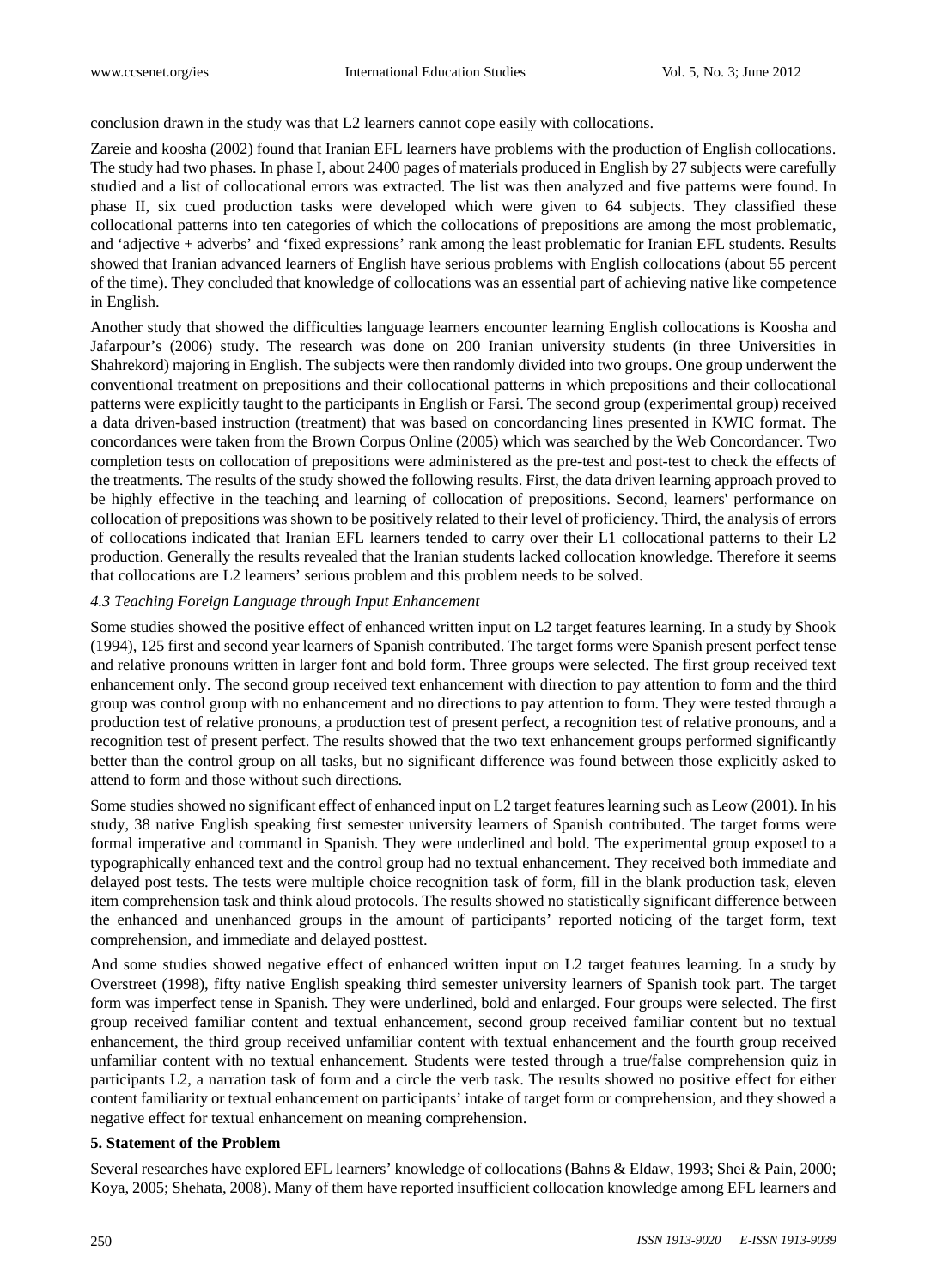conclusion drawn in the study was that L2 learners cannot cope easily with collocations.

Zareie and koosha (2002) found that Iranian EFL learners have problems with the production of English collocations. The study had two phases. In phase I, about 2400 pages of materials produced in English by 27 subjects were carefully studied and a list of collocational errors was extracted. The list was then analyzed and five patterns were found. In phase II, six cued production tasks were developed which were given to 64 subjects. They classified these collocational patterns into ten categories of which the collocations of prepositions are among the most problematic, and 'adjective + adverbs' and 'fixed expressions' rank among the least problematic for Iranian EFL students. Results showed that Iranian advanced learners of English have serious problems with English collocations (about 55 percent of the time). They concluded that knowledge of collocations was an essential part of achieving native like competence in English.

Another study that showed the difficulties language learners encounter learning English collocations is Koosha and Jafarpour's (2006) study. The research was done on 200 Iranian university students (in three Universities in Shahrekord) majoring in English. The subjects were then randomly divided into two groups. One group underwent the conventional treatment on prepositions and their collocational patterns in which prepositions and their collocational patterns were explicitly taught to the participants in English or Farsi. The second group (experimental group) received a data driven-based instruction (treatment) that was based on concordancing lines presented in KWIC format. The concordances were taken from the Brown Corpus Online (2005) which was searched by the Web Concordancer. Two completion tests on collocation of prepositions were administered as the pre-test and post-test to check the effects of the treatments. The results of the study showed the following results. First, the data driven learning approach proved to be highly effective in the teaching and learning of collocation of prepositions. Second, learners' performance on collocation of prepositions was shown to be positively related to their level of proficiency. Third, the analysis of errors of collocations indicated that Iranian EFL learners tended to carry over their L1 collocational patterns to their L2 production. Generally the results revealed that the Iranian students lacked collocation knowledge. Therefore it seems that collocations are L2 learners' serious problem and this problem needs to be solved.

### *4.3 Teaching Foreign Language through Input Enhancement*

Some studies showed the positive effect of enhanced written input on L2 target features learning. In a study by Shook (1994), 125 first and second year learners of Spanish contributed. The target forms were Spanish present perfect tense and relative pronouns written in larger font and bold form. Three groups were selected. The first group received text enhancement only. The second group received text enhancement with direction to pay attention to form and the third group was control group with no enhancement and no directions to pay attention to form. They were tested through a production test of relative pronouns, a production test of present perfect, a recognition test of relative pronouns, and a recognition test of present perfect. The results showed that the two text enhancement groups performed significantly better than the control group on all tasks, but no significant difference was found between those explicitly asked to attend to form and those without such directions.

Some studies showed no significant effect of enhanced input on L2 target features learning such as Leow (2001). In his study, 38 native English speaking first semester university learners of Spanish contributed. The target forms were formal imperative and command in Spanish. They were underlined and bold. The experimental group exposed to a typographically enhanced text and the control group had no textual enhancement. They received both immediate and delayed post tests. The tests were multiple choice recognition task of form, fill in the blank production task, eleven item comprehension task and think aloud protocols. The results showed no statistically significant difference between the enhanced and unenhanced groups in the amount of participants' reported noticing of the target form, text comprehension, and immediate and delayed posttest.

And some studies showed negative effect of enhanced written input on L2 target features learning. In a study by Overstreet (1998), fifty native English speaking third semester university learners of Spanish took part. The target form was imperfect tense in Spanish. They were underlined, bold and enlarged. Four groups were selected. The first group received familiar content and textual enhancement, second group received familiar content but no textual enhancement, the third group received unfamiliar content with textual enhancement and the fourth group received unfamiliar content with no textual enhancement. Students were tested through a true/false comprehension quiz in participants L2, a narration task of form and a circle the verb task. The results showed no positive effect for either content familiarity or textual enhancement on participants' intake of target form or comprehension, and they showed a negative effect for textual enhancement on meaning comprehension.

## **5. Statement of the Problem**

Several researches have explored EFL learners' knowledge of collocations (Bahns & Eldaw, 1993; Shei & Pain, 2000; Koya, 2005; Shehata, 2008). Many of them have reported insufficient collocation knowledge among EFL learners and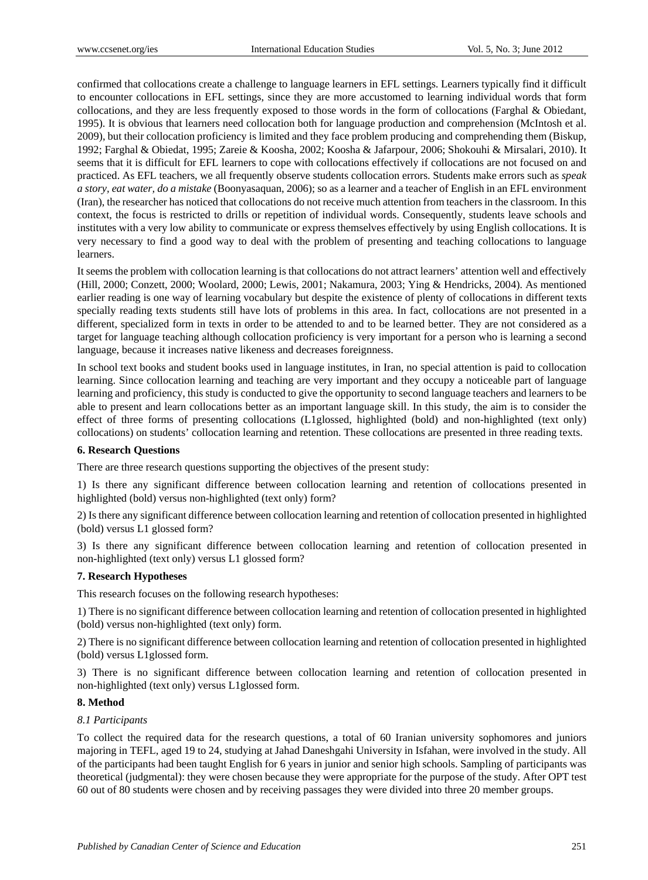confirmed that collocations create a challenge to language learners in EFL settings. Learners typically find it difficult to encounter collocations in EFL settings, since they are more accustomed to learning individual words that form collocations, and they are less frequently exposed to those words in the form of collocations (Farghal & Obiedant, 1995). It is obvious that learners need collocation both for language production and comprehension (McIntosh et al. 2009), but their collocation proficiency is limited and they face problem producing and comprehending them (Biskup, 1992; Farghal & Obiedat, 1995; Zareie & Koosha, 2002; Koosha & Jafarpour, 2006; Shokouhi & Mirsalari, 2010). It seems that it is difficult for EFL learners to cope with collocations effectively if collocations are not focused on and practiced. As EFL teachers, we all frequently observe students collocation errors. Students make errors such as *speak a story, eat water, do a mistake* (Boonyasaquan, 2006); so as a learner and a teacher of English in an EFL environment (Iran), the researcher has noticed that collocations do not receive much attention from teachers in the classroom. In this context, the focus is restricted to drills or repetition of individual words. Consequently, students leave schools and institutes with a very low ability to communicate or express themselves effectively by using English collocations. It is very necessary to find a good way to deal with the problem of presenting and teaching collocations to language learners.

It seems the problem with collocation learning is that collocations do not attract learners' attention well and effectively (Hill, 2000; Conzett, 2000; Woolard, 2000; Lewis, 2001; Nakamura, 2003; Ying & Hendricks, 2004). As mentioned earlier reading is one way of learning vocabulary but despite the existence of plenty of collocations in different texts specially reading texts students still have lots of problems in this area. In fact, collocations are not presented in a different, specialized form in texts in order to be attended to and to be learned better. They are not considered as a target for language teaching although collocation proficiency is very important for a person who is learning a second language, because it increases native likeness and decreases foreignness.

In school text books and student books used in language institutes, in Iran, no special attention is paid to collocation learning. Since collocation learning and teaching are very important and they occupy a noticeable part of language learning and proficiency, this study is conducted to give the opportunity to second language teachers and learners to be able to present and learn collocations better as an important language skill. In this study, the aim is to consider the effect of three forms of presenting collocations (L1glossed, highlighted (bold) and non-highlighted (text only) collocations) on students' collocation learning and retention. These collocations are presented in three reading texts.

## 6. Research Questions

There are three research questions supporting the objectives of the present study:

1) Is there any significant difference between collocation learning and retention of collocations presented in highlighted (bold) versus non-highlighted (text only) form?

2) Is there any significant difference between collocation learning and retention of collocation presented in highlighted (bold) versus L1 glossed form?

3) Is there any significant difference between collocation learning and retention of collocation presented in non-highlighted (text only) versus L1 glossed form?

## 7. Research Hypotheses

This research focuses on the following research hypotheses:

1) There is no significant difference between collocation learning and retention of collocation presented in highlighted (bold) versus non-highlighted (text only) form.

2) There is no significant difference between collocation learning and retention of collocation presented in highlighted (bold) versus L1glossed form.

3) There is no significant difference between collocation learning and retention of collocation presented in non-highlighted (text only) versus L1glossed form.

## 8. Method

### *8.1 Participants*

To collect the required data for the research questions, a total of 60 Iranian university sophomores and juniors majoring in TEFL, aged 19 to 24, studying at Jahad Daneshgahi University in Isfahan, were involved in the study. All of the participants had been taught English for 6 years in junior and senior high schools. Sampling of participants was theoretical (judgmental): they were chosen because they were appropriate for the purpose of the study. After OPT test 60 out of 80 students were chosen and by receiving passages they were divided into three 20 member groups.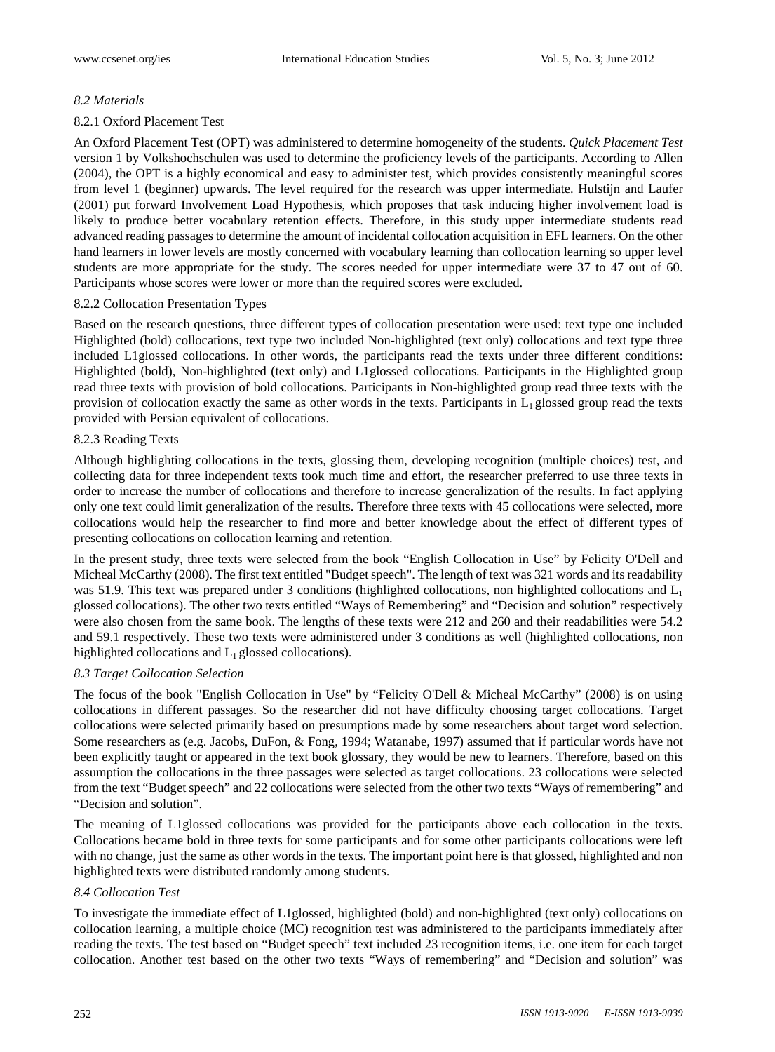### *8.2 Materials*

#### 8.2.1 Oxford Placement Test

An Oxford Placement Test (OPT) was administered to determine homogeneity of the students. *Quick Placement Test* version 1 by Volkshochschulen was used to determine the proficiency levels of the participants. According to Allen (2004), the OPT is a highly economical and easy to administer test, which provides consistently meaningful scores from level 1 (beginner) upwards. The level required for the research was upper intermediate. Hulstijn and Laufer (2001) put forward Involvement Load Hypothesis, which proposes that task inducing higher involvement load is likely to produce better vocabulary retention effects. Therefore, in this study upper intermediate students read advanced reading passages to determine the amount of incidental collocation acquisition in EFL learners. On the other hand learners in lower levels are mostly concerned with vocabulary learning than collocation learning so upper level students are more appropriate for the study. The scores needed for upper intermediate were 37 to 47 out of 60. Participants whose scores were lower or more than the required scores were excluded.

#### 8.2.2 Collocation Presentation Types

Based on the research questions, three different types of collocation presentation were used: text type one included Highlighted (bold) collocations, text type two included Non-highlighted (text only) collocations and text type three included L1glossed collocations. In other words, the participants read the texts under three different conditions: Highlighted (bold), Non-highlighted (text only) and L1glossed collocations. Participants in the Highlighted group read three texts with provision of bold collocations. Participants in Non-highlighted group read three texts with the provision of collocation exactly the same as other words in the texts. Participants in $L_1$ glossed group read the texts provided with Persian equivalent of collocations.

#### 8.2.3 Reading Texts

Although highlighting collocations in the texts, glossing them, developing recognition (multiple choices) test, and collecting data for three independent texts took much time and effort, the researcher preferred to use three texts in order to increase the number of collocations and therefore to increase generalization of the results. In fact applying only one text could limit generalization of the results. Therefore three texts with 45 collocations were selected, more collocations would help the researcher to find more and better knowledge about the effect of different types of presenting collocations on collocation learning and retention.

In the present study, three texts were selected from the book "English Collocation in Use" by Felicity O'Dell and Micheal McCarthy (2008). The first text entitled "Budget speech". The length of text was 321 words and its readability was 51.9. This text was prepared under 3 conditions (highlighted collocations, non highlighted collocations and $L_1$ glossed collocations). The other two texts entitled "Ways of Remembering" and "Decision and solution" respectively were also chosen from the same book. The lengths of these texts were 212 and 260 and their readabilities were 54.2 and 59.1 respectively. These two texts were administered under 3 conditions as well (highlighted collocations, non highlighted collocations and $L_1$ glossed collocations).

### *8.3 Target Collocation Selection*

The focus of the book "English Collocation in Use" by "Felicity O'Dell & Micheal McCarthy" (2008) is on using collocations in different passages. So the researcher did not have difficulty choosing target collocations. Target collocations were selected primarily based on presumptions made by some researchers about target word selection. Some researchers as (e.g. Jacobs, DuFon, & Fong, 1994; Watanabe, 1997) assumed that if particular words have not been explicitly taught or appeared in the text book glossary, they would be new to learners. Therefore, based on this assumption the collocations in the three passages were selected as target collocations. 23 collocations were selected from the text "Budget speech" and 22 collocations were selected from the other two texts "Ways of remembering" and "Decision and solution".

The meaning of L1glossed collocations was provided for the participants above each collocation in the texts. Collocations became bold in three texts for some participants and for some other participants collocations were left with no change, just the same as other words in the texts. The important point here is that glossed, highlighted and non highlighted texts were distributed randomly among students.

### *8.4 Collocation Test*

To investigate the immediate effect of L1glossed, highlighted (bold) and non-highlighted (text only) collocations on collocation learning, a multiple choice (MC) recognition test was administered to the participants immediately after reading the texts. The test based on "Budget speech" text included 23 recognition items, i.e. one item for each target collocation. Another test based on the other two texts "Ways of remembering" and "Decision and solution" was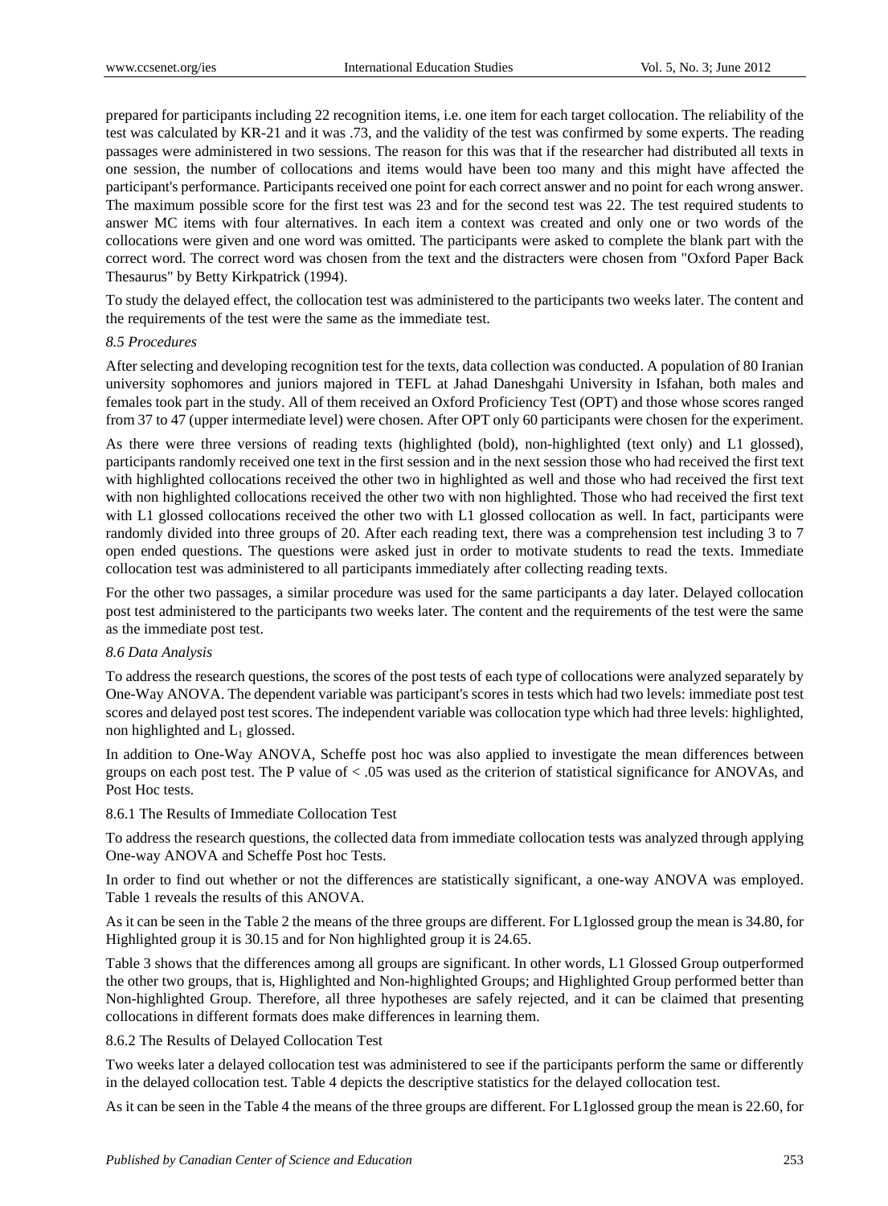prepared for participants including 22 recognition items, i.e. one item for each target collocation. The reliability of the test was calculated by KR-21 and it was .73, and the validity of the test was confirmed by some experts. The reading passages were administered in two sessions. The reason for this was that if the researcher had distributed all texts in one session, the number of collocations and items would have been too many and this might have affected the participant's performance. Participants received one point for each correct answer and no point for each wrong answer. The maximum possible score for the first test was 23 and for the second test was 22. The test required students to answer MC items with four alternatives. In each item a context was created and only one or two words of the collocations were given and one word was omitted. The participants were asked to complete the blank part with the correct word. The correct word was chosen from the text and the distracters were chosen from "Oxford Paper Back Thesaurus" by Betty Kirkpatrick (1994).

To study the delayed effect, the collocation test was administered to the participants two weeks later. The content and the requirements of the test were the same as the immediate test.

### *8.5 Procedures*

After selecting and developing recognition test for the texts, data collection was conducted. A population of 80 Iranian university sophomores and juniors majored in TEFL at Jahad Daneshgahi University in Isfahan, both males and females took part in the study. All of them received an Oxford Proficiency Test (OPT) and those whose scores ranged from 37 to 47 (upper intermediate level) were chosen. After OPT only 60 participants were chosen for the experiment.

As there were three versions of reading texts (highlighted (bold), non-highlighted (text only) and L1 glossed), participants randomly received one text in the first session and in the next session those who had received the first text with highlighted collocations received the other two in highlighted as well and those who had received the first text with non highlighted collocations received the other two with non highlighted. Those who had received the first text with L1 glossed collocations received the other two with L1 glossed collocation as well. In fact, participants were randomly divided into three groups of 20. After each reading text, there was a comprehension test including 3 to 7 open ended questions. The questions were asked just in order to motivate students to read the texts. Immediate collocation test was administered to all participants immediately after collecting reading texts.

For the other two passages, a similar procedure was used for the same participants a day later. Delayed collocation post test administered to the participants two weeks later. The content and the requirements of the test were the same as the immediate post test.

### *8.6 Data Analysis*

To address the research questions, the scores of the post tests of each type of collocations were analyzed separately by One-Way ANOVA. The dependent variable was participant's scores in tests which had two levels: immediate post test scores and delayed post test scores. The independent variable was collocation type which had three levels: highlighted, non highlighted and $L_1$ glossed.

In addition to One-Way ANOVA, Scheffe post hoc was also applied to investigate the mean differences between groups on each post test. The P value of < .05 was used as the criterion of statistical significance for ANOVAs, and Post Hoc tests.

#### 8.6.1 The Results of Immediate Collocation Test

To address the research questions, the collected data from immediate collocation tests was analyzed through applying One-way ANOVA and Scheffe Post hoc Tests.

In order to find out whether or not the differences are statistically significant, a one-way ANOVA was employed. Table 1 reveals the results of this ANOVA.

As it can be seen in the Table 2 the means of the three groups are different. For L1glossed group the mean is 34.80, for Highlighted group it is 30.15 and for Non highlighted group it is 24.65.

Table 3 shows that the differences among all groups are significant. In other words, L1 Glossed Group outperformed the other two groups, that is, Highlighted and Non-highlighted Groups; and Highlighted Group performed better than Non-highlighted Group. Therefore, all three hypotheses are safely rejected, and it can be claimed that presenting collocations in different formats does make differences in learning them.

#### 8.6.2 The Results of Delayed Collocation Test

Two weeks later a delayed collocation test was administered to see if the participants perform the same or differently in the delayed collocation test. Table 4 depicts the descriptive statistics for the delayed collocation test.

As it can be seen in the Table 4 the means of the three groups are different. For L1glossed group the mean is 22.60, for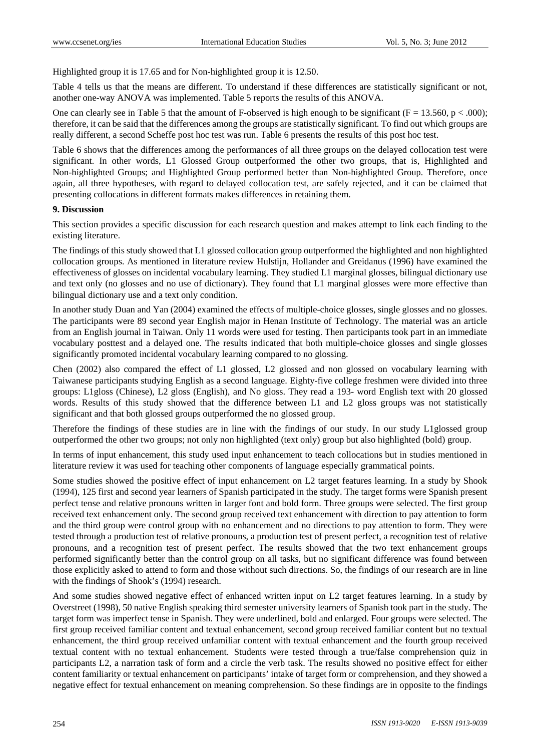Highlighted group it is 17.65 and for Non-highlighted group it is 12.50.

Table 4 tells us that the means are different. To understand if these differences are statistically significant or not, another one-way ANOVA was implemented. Table 5 reports the results of this ANOVA.

One can clearly see in Table 5 that the amount of F-observed is high enough to be significant ($F = 13.560$, $p < .000$); therefore, it can be said that the differences among the groups are statistically significant. To find out which groups are really different, a second Scheffe post hoc test was run. Table 6 presents the results of this post hoc test.

Table 6 shows that the differences among the performances of all three groups on the delayed collocation test were significant. In other words, L1 Glossed Group outperformed the other two groups, that is, Highlighted and Non-highlighted Groups; and Highlighted Group performed better than Non-highlighted Group. Therefore, once again, all three hypotheses, with regard to delayed collocation test, are safely rejected, and it can be claimed that presenting collocations in different formats makes differences in retaining them.

## 9. Discussion

This section provides a specific discussion for each research question and makes attempt to link each finding to the existing literature.

The findings of this study showed that L1 glossed collocation group outperformed the highlighted and non highlighted collocation groups. As mentioned in literature review Hulstijn, Hollander and Greidanus (1996) have examined the effectiveness of glosses on incidental vocabulary learning. They studied L1 marginal glosses, bilingual dictionary use and text only (no glosses and no use of dictionary). They found that L1 marginal glosses were more effective than bilingual dictionary use and a text only condition.

In another study Duan and Yan (2004) examined the effects of multiple-choice glosses, single glosses and no glosses. The participants were 89 second year English major in Henan Institute of Technology. The material was an article from an English journal in Taiwan. Only 11 words were used for testing. Then participants took part in an immediate vocabulary posttest and a delayed one. The results indicated that both multiple-choice glosses and single glosses significantly promoted incidental vocabulary learning compared to no glossing.

Chen (2002) also compared the effect of L1 glossed, L2 glossed and non glossed on vocabulary learning with Taiwanese participants studying English as a second language. Eighty-five college freshmen were divided into three groups: L1gloss (Chinese), L2 gloss (English), and No gloss. They read a 193- word English text with 20 glossed words. Results of this study showed that the difference between L1 and L2 gloss groups was not statistically significant and that both glossed groups outperformed the no glossed group.

Therefore the findings of these studies are in line with the findings of our study. In our study L1glossed group outperformed the other two groups; not only non highlighted (text only) group but also highlighted (bold) group.

In terms of input enhancement, this study used input enhancement to teach collocations but in studies mentioned in literature review it was used for teaching other components of language especially grammatical points.

Some studies showed the positive effect of input enhancement on L2 target features learning. In a study by Shook (1994), 125 first and second year learners of Spanish participated in the study. The target forms were Spanish present perfect tense and relative pronouns written in larger font and bold form. Three groups were selected. The first group received text enhancement only. The second group received text enhancement with direction to pay attention to form and the third group were control group with no enhancement and no directions to pay attention to form. They were tested through a production test of relative pronouns, a production test of present perfect, a recognition test of relative pronouns, and a recognition test of present perfect. The results showed that the two text enhancement groups performed significantly better than the control group on all tasks, but no significant difference was found between those explicitly asked to attend to form and those without such directions. So, the findings of our research are in line with the findings of Shook's (1994) research.

And some studies showed negative effect of enhanced written input on L2 target features learning. In a study by Overstreet (1998), 50 native English speaking third semester university learners of Spanish took part in the study. The target form was imperfect tense in Spanish. They were underlined, bold and enlarged. Four groups were selected. The first group received familiar content and textual enhancement, second group received familiar content but no textual enhancement, the third group received unfamiliar content with textual enhancement and the fourth group received textual content with no textual enhancement. Students were tested through a true/false comprehension quiz in participants L2, a narration task of form and a circle the verb task. The results showed no positive effect for either content familiarity or textual enhancement on participants' intake of target form or comprehension, and they showed a negative effect for textual enhancement on meaning comprehension. So these findings are in opposite to the findings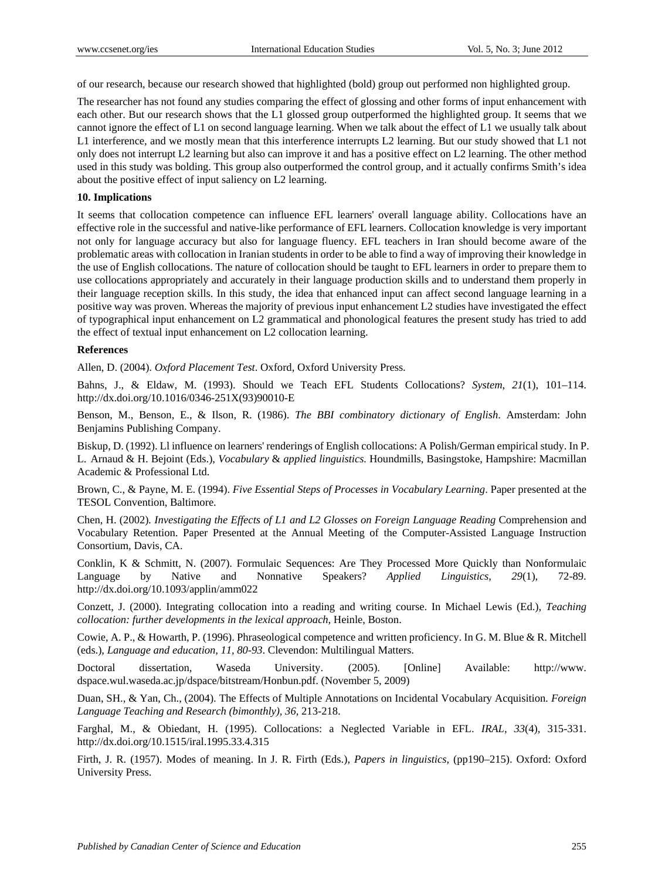of our research, because our research showed that highlighted (bold) group out performed non highlighted group.

The researcher has not found any studies comparing the effect of glossing and other forms of input enhancement with each other. But our research shows that the L1 glossed group outperformed the highlighted group. It seems that we cannot ignore the effect of L1 on second language learning. When we talk about the effect of L1 we usually talk about L1 interference, and we mostly mean that this interference interrupts L2 learning. But our study showed that L1 not only does not interrupt L2 learning but also can improve it and has a positive effect on L2 learning. The other method used in this study was bolding. This group also outperformed the control group, and it actually confirms Smith's idea about the positive effect of input saliency on L2 learning.

**10. Implications**

It seems that collocation competence can influence EFL learners' overall language ability. Collocations have an effective role in the successful and native-like performance of EFL learners. Collocation knowledge is very important not only for language accuracy but also for language fluency. EFL teachers in Iran should become aware of the problematic areas with collocation in Iranian students in order to be able to find a way of improving their knowledge in the use of English collocations. The nature of collocation should be taught to EFL learners in order to prepare them to use collocations appropriately and accurately in their language production skills and to understand them properly in their language reception skills. In this study, the idea that enhanced input can affect second language learning in a positive way was proven. Whereas the majority of previous input enhancement L2 studies have investigated the effect of typographical input enhancement on L2 grammatical and phonological features the present study has tried to add the effect of textual input enhancement on L2 collocation learning.

**References**

Allen, D. (2004). *Oxford Placement Test*. Oxford, Oxford University Press.

Bahns, J., & Eldaw, M. (1993). Should we Teach EFL Students Collocations? *System*, *21*(1), 101–114. http://dx.doi.org/10.1016/0346-251X(93)90010-E

Benson, M., Benson, E., & Ilson, R. (1986). *The BBI combinatory dictionary of English*. Amsterdam: John Benjamins Publishing Company.

Biskup, D. (1992). Ll influence on learners' renderings of English collocations: A Polish/German empirical study. In P. L. Arnaud & H. Bejoint (Eds.), *Vocabulary* & *applied linguistics.* Houndmills, Basingstoke, Hampshire: Macmillan Academic & Professional Ltd.

Brown, C., & Payne, M. E. (1994). *Five Essential Steps of Processes in Vocabulary Learning*. Paper presented at the TESOL Convention, Baltimore.

Chen, H. (2002). *Investigating the Effects of L1 and L2 Glosses on Foreign Language Reading* Comprehension and Vocabulary Retention. Paper Presented at the Annual Meeting of the Computer-Assisted Language Instruction Consortium, Davis, CA.

Conklin, K & Schmitt, N. (2007). Formulaic Sequences: Are They Processed More Quickly than Nonformulaic Language by Native and Nonnative Speakers? *Applied Linguistics*, *29*(1), 72-89. http://dx.doi.org/10.1093/applin/amm022

Conzett, J. (2000). Integrating collocation into a reading and writing course. In Michael Lewis (Ed.), *Teaching collocation: further developments in the lexical approach*, Heinle, Boston.

Cowie, A. P., & Howarth, P. (1996). Phraseological competence and written proficiency. In G. M. Blue & R. Mitchell (eds.), *Language and education, 11, 80-93*. Clevendon: Multilingual Matters.

Doctoral dissertation, Waseda University. (2005). [Online] Available: http://www. dspace.wul.waseda.ac.jp/dspace/bitstream/Honbun.pdf. (November 5, 2009)

Duan, SH., & Yan, Ch., (2004). The Effects of Multiple Annotations on Incidental Vocabulary Acquisition. *Foreign Language Teaching and Research (bimonthly), 36*, 213-218.

Farghal, M., & Obiedant, H. (1995). Collocations: a Neglected Variable in EFL. *IRAL*, *33*(4), 315-331. http://dx.doi.org/10.1515/iral.1995.33.4.315

Firth, J. R. (1957). Modes of meaning. In J. R. Firth (Eds.), *Papers in linguistics*, (pp190–215). Oxford: Oxford University Press.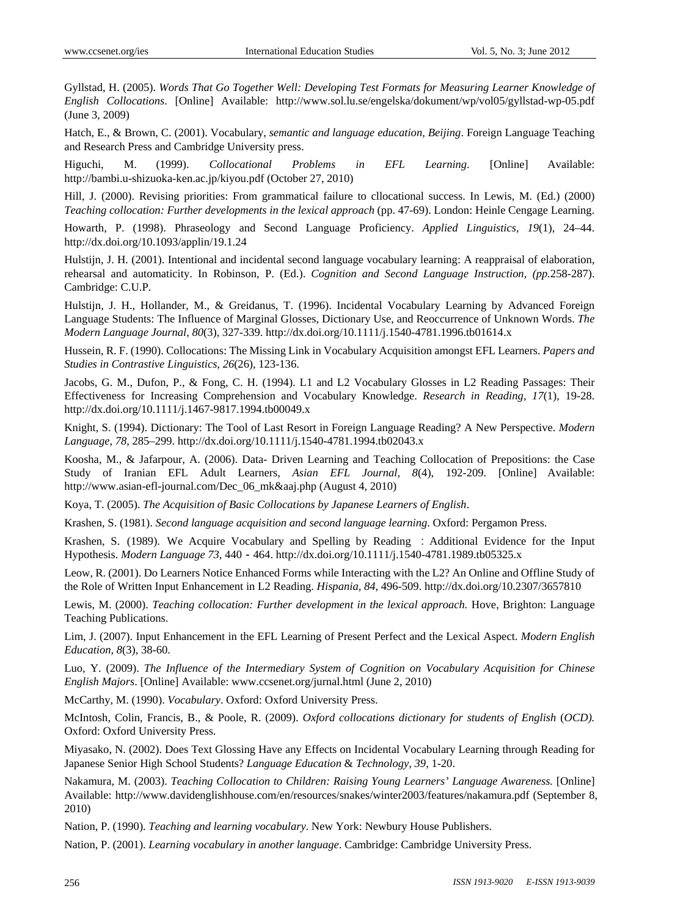Gyllstad, H. (2005). *Words That Go Together Well: Developing Test Formats for Measuring Learner Knowledge of English Collocations*. [Online] Available: http://www.sol.lu.se/engelska/dokument/wp/vol05/gyllstad-wp-05.pdf (June 3, 2009)

Hatch, E., & Brown, C. (2001). Vocabulary, *semantic and language education, Beijing*. Foreign Language Teaching and Research Press and Cambridge University press.

Higuchi, M. (1999). *Collocational Problems in EFL Learning*. [Online] Available: http://bambi.u-shizuoka-ken.ac.jp/kiyou.pdf (October 27, 2010)

Hill, J. (2000). Revising priorities: From grammatical failure to cllocational success. In Lewis, M. (Ed.) (2000) *Teaching collocation: Further developments in the lexical approach* (pp. 47-69). London: Heinle Cengage Learning.

Howarth, P. (1998). Phraseology and Second Language Proficiency. *Applied Linguistics, 19*(1), 24–44. http://dx.doi.org/10.1093/applin/19.1.24

Hulstijn, J. H. (2001). Intentional and incidental second language vocabulary learning: A reappraisal of elaboration, rehearsal and automaticity. In Robinson, P. (Ed.). *Cognition and Second Language Instruction, (pp.*258-287). Cambridge: C.U.P.

Hulstijn, J. H., Hollander, M., & Greidanus, T. (1996). Incidental Vocabulary Learning by Advanced Foreign Language Students: The Influence of Marginal Glosses, Dictionary Use, and Reoccurrence of Unknown Words. *The Modern Language Journal, 80*(3), 327-339. http://dx.doi.org/10.1111/j.1540-4781.1996.tb01614.x

Hussein, R. F. (1990). Collocations: The Missing Link in Vocabulary Acquisition amongst EFL Learners. *Papers and Studies in Contrastive Linguistics, 26*(26), 123-136.

Jacobs, G. M., Dufon, P., & Fong, C. H. (1994). L1 and L2 Vocabulary Glosses in L2 Reading Passages: Their Effectiveness for Increasing Comprehension and Vocabulary Knowledge. *Research in Reading*, *17*(1), 19-28. http://dx.doi.org/10.1111/j.1467-9817.1994.tb00049.x

Knight, S. (1994). Dictionary: The Tool of Last Resort in Foreign Language Reading? A New Perspective. *Modern Language, 78*, 285–299. http://dx.doi.org/10.1111/j.1540-4781.1994.tb02043.x

Koosha, M., & Jafarpour, A. (2006). Data- Driven Learning and Teaching Collocation of Prepositions: the Case Study of Iranian EFL Adult Learners, *Asian EFL Journal, 8*(4), 192-209. [Online] Available: http://www.asian-efl-journal.com/Dec_06_mk&aaj.php (August 4, 2010)

Koya, T. (2005). *The Acquisition of Basic Collocations by Japanese Learners of English*.

Krashen, S. (1981). *Second language acquisition and second language learning*. Oxford: Pergamon Press.

Krashen, S. (1989). We Acquire Vocabulary and Spelling by Reading : Additional Evidence for the Input Hypothesis. *Modern Language 73*, 440 - 464. http://dx.doi.org/10.1111/j.1540-4781.1989.tb05325.x

Leow, R. (2001). Do Learners Notice Enhanced Forms while Interacting with the L2? An Online and Offline Study of the Role of Written Input Enhancement in L2 Reading. *Hispania, 84*, 496-509. http://dx.doi.org/10.2307/3657810

Lewis, M. (2000). *Teaching collocation: Further development in the lexical approach.* Hove, Brighton: Language Teaching Publications.

Lim, J. (2007). Input Enhancement in the EFL Learning of Present Perfect and the Lexical Aspect. *Modern English Education, 8*(3), 38-60.

Luo, Y. (2009). *The Influence of the Intermediary System of Cognition on Vocabulary Acquisition for Chinese English Majors*. [Online] Available: www.ccsenet.org/jurnal.html (June 2, 2010)

McCarthy, M. (1990). *Vocabulary*. Oxford: Oxford University Press.

McIntosh, Colin, Francis, B., & Poole, R. (2009). *Oxford collocations dictionary for students of English* (*OCD).* Oxford: Oxford University Press.

Miyasako, N. (2002). Does Text Glossing Have any Effects on Incidental Vocabulary Learning through Reading for Japanese Senior High School Students? *Language Education* & *Technology, 39*, 1-20.

Nakamura, M. (2003). *Teaching Collocation to Children: Raising Young Learners' Language Awareness.* [Online] Available: http://www.davidenglishhouse.com/en/resources/snakes/winter2003/features/nakamura.pdf (September 8, 2010)

Nation, P. (1990). *Teaching and learning vocabulary*. New York: Newbury House Publishers.

Nation, P. (2001). *Learning vocabulary in another language*. Cambridge: Cambridge University Press.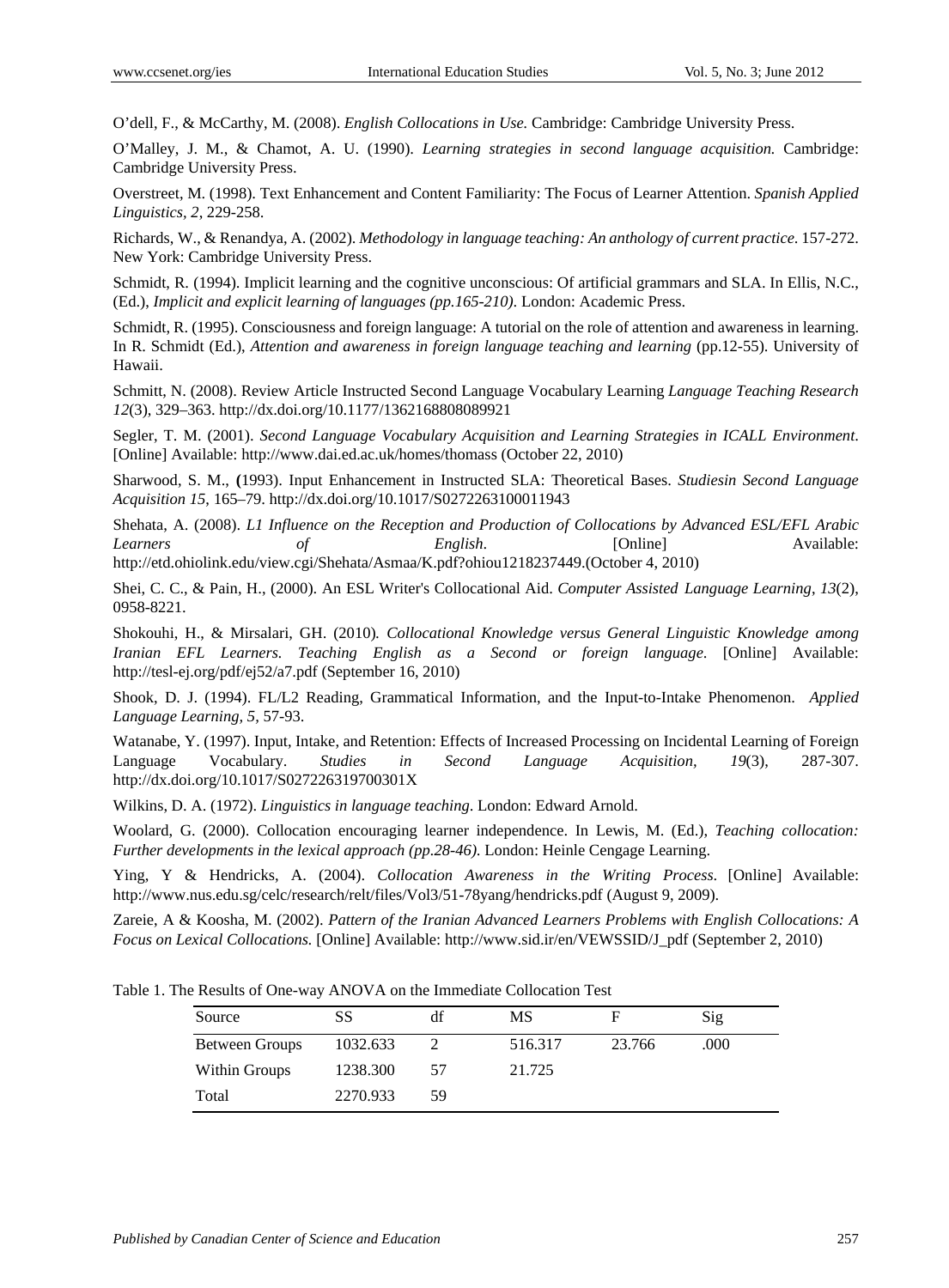O'dell, F., & McCarthy, M. (2008). *English Collocations in Use.* Cambridge: Cambridge University Press.

O'Malley, J. M., & Chamot, A. U. (1990). *Learning strategies in second language acquisition.* Cambridge: Cambridge University Press.

Overstreet, M. (1998). Text Enhancement and Content Familiarity: The Focus of Learner Attention. *Spanish Applied Linguistics, 2*, 229-258.

Richards, W., & Renandya, A. (2002). *Methodology in language teaching: An anthology of current practice*. 157-272. New York: Cambridge University Press.

Schmidt, R. (1994). Implicit learning and the cognitive unconscious: Of artificial grammars and SLA. In Ellis, N.C., (Ed.), *Implicit and explicit learning of languages (pp.165-210)*. London: Academic Press.

Schmidt, R. (1995). Consciousness and foreign language: A tutorial on the role of attention and awareness in learning. In R. Schmidt (Ed.), *Attention and awareness in foreign language teaching and learning* (pp.12-55). University of Hawaii.

Schmitt, N. (2008). Review Article Instructed Second Language Vocabulary Learning *Language Teaching Research 12*(3), 329–363. http://dx.doi.org/10.1177/1362168808089921

Segler, T. M. (2001). *Second Language Vocabulary Acquisition and Learning Strategies in ICALL Environment*. [Online] Available: http://www.dai.ed.ac.uk/homes/thomass (October 22, 2010)

Sharwood, S. M., **(**1993). Input Enhancement in Instructed SLA: Theoretical Bases. *Studiesin Second Language Acquisition 15*, 165–79. http://dx.doi.org/10.1017/S0272263100011943

Shehata, A. (2008). *L1 Influence on the Reception and Production of Collocations by Advanced ESL/EFL Arabic Learners of English*. [Online] Available: http://etd.ohiolink.edu/view.cgi/Shehata/Asmaa/K.pdf?ohiou1218237449.(October 4, 2010)

Shei, C. C., & Pain, H., (2000). An ESL Writer's Collocational Aid. *Computer Assisted Language Learning*, *13*(2), 0958-8221.

Shokouhi, H., & Mirsalari, GH. (2010)*. Collocational Knowledge versus General Linguistic Knowledge among Iranian EFL Learners. Teaching English as a Second or foreign language*. [Online] Available: http://tesl-ej.org/pdf/ej52/a7.pdf (September 16, 2010)

Shook, D. J. (1994). FL/L2 Reading, Grammatical Information, and the Input-to-Intake Phenomenon. *Applied Language Learning, 5,* 57-93.

Watanabe, Y. (1997). Input, Intake, and Retention: Effects of Increased Processing on Incidental Learning of Foreign Language Vocabulary. *Studies in Second Language Acquisition, 19*(3), 287-307. http://dx.doi.org/10.1017/S027226319700301X

Wilkins, D. A. (1972). *Linguistics in language teaching*. London: Edward Arnold.

Woolard, G. (2000). Collocation encouraging learner independence. In Lewis, M. (Ed.), *Teaching collocation: Further developments in the lexical approach (pp.28-46).* London: Heinle Cengage Learning.

Ying, Y & Hendricks, A. (2004). *Collocation Awareness in the Writing Process.* [Online] Available: http://www.nus.edu.sg/celc/research/relt/files/Vol3/51-78yang/hendricks.pdf (August 9, 2009).

Zareie, A & Koosha, M. (2002). *Pattern of the Iranian Advanced Learners Problems with English Collocations: A Focus on Lexical Collocations.* [Online] Available: http://www.sid.ir/en/VEWSSID/J_pdf (September 2, 2010)

Table 1. The Results of One-way ANOVA on the Immediate Collocation Test

| Source | SS | df | MS | F | Sig |
|---|---|---|---|---|---|
| Between Groups | 1032.633 | 2 | 516.317 | 23.766 | .000 |
| Within Groups | 1238.300 | 57 | 21.725 | | |
| Total | 2270.933 | 59 | | | |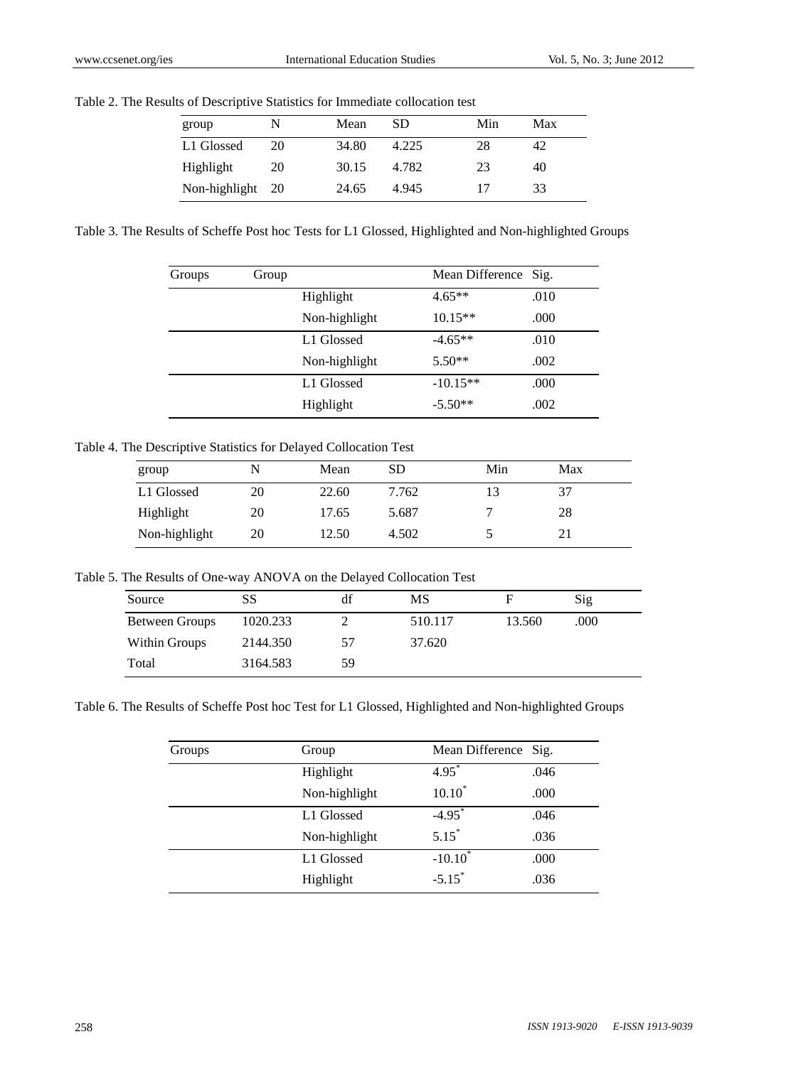Table 2. The Results of Descriptive Statistics for Immediate collocation test

| group | N | Mean | SD | Min | Max |
|---|---|---|---|---|---|
| L1 Glossed | 20 | 34.80 | 4.225 | 28 | 42 |
| Highlight | 20 | 30.15 | 4.782 | 23 | 40 |
| Non-highlight | 20 | 24.65 | 4.945 | 17 | 33 |

Table 3. The Results of Scheffe Post hoc Tests for L1 Glossed, Highlighted and Non-highlighted Groups

| Groups | Group | | Mean Difference | Sig. |
|---|---|---|---|---|
| | | Highlight | 4.65** | .010 |
| | | Non-highlight | 10.15** | .000 |
| | | L1 Glossed | -4.65** | .010 |
| | | Non-highlight | 5.50** | .002 |
| | | L1 Glossed | -10.15** | .000 |
| | | Highlight | -5.50** | .002 |

Table 4. The Descriptive Statistics for Delayed Collocation Test

| group | N | Mean | SD | Min | Max |
|---|---|---|---|---|---|
| L1 Glossed | 20 | 22.60 | 7.762 | 13 | 37 |
| Highlight | 20 | 17.65 | 5.687 | 7 | 28 |
| Non-highlight | 20 | 12.50 | 4.502 | 5 | 21 |

Table 5. The Results of One-way ANOVA on the Delayed Collocation Test

| Source | SS | df | MS | F | Sig |
|---|---|---|---|---|---|
| Between Groups | 1020.233 | 2 | 510.117 | 13.560 | .000 |
| Within Groups | 2144.350 | 57 | 37.620 | | |
| Total | 3164.583 | 59 | | | |

Table 6. The Results of Scheffe Post hoc Test for L1 Glossed, Highlighted and Non-highlighted Groups

| Groups | Group | Mean Difference | Sig. |
|---|---|---|---|
| | Highlight | 4.95* | .046 |
| | Non-highlight | 10.10* | .000 |
| | L1 Glossed | -4.95* | .046 |
| | Non-highlight | 5.15* | .036 |
| | L1 Glossed | -10.10* | .000 |
| | Highlight | -5.15* | .036 |